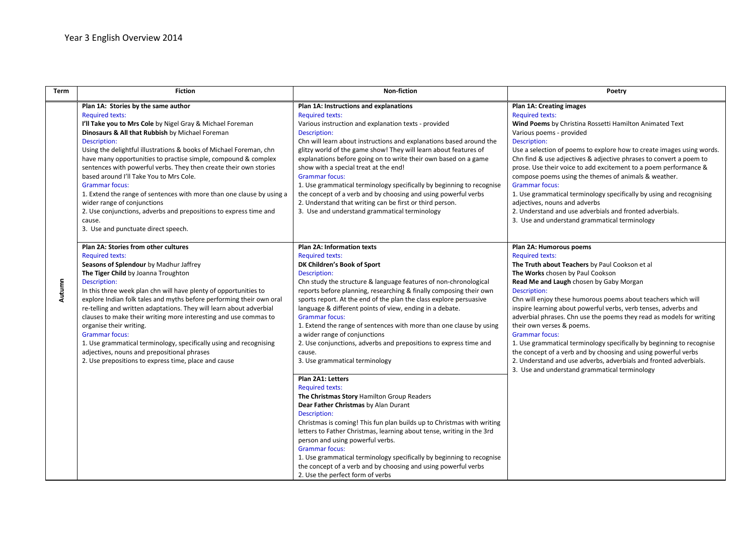# Year 3 English Overview 2014

| Term | Fiction | Non-fiction | Poetry |
|---|---|---|---|
| Autumn | **Plan 1A: Stories by the same author**<br>Required texts:<br>**I'll Take you to Mrs Cole** by Nigel Gray & Michael Foreman<br>**Dinosaurs & All that Rubbish** by Michael Foreman<br>Description:<br>Using the delightful illustrations & books of Michael Foreman, chn have many opportunities to practise simple, compound & complex sentences with powerful verbs. They then create their own stories based around I'll Take You to Mrs Cole.<br>Grammar focus:<br>1. Extend the range of sentences with more than one clause by using a wider range of conjunctions<br>2. Use conjunctions, adverbs and prepositions to express time and cause.<br>3. Use and punctuate direct speech. | **Plan 1A: Instructions and explanations**<br>Required texts:<br>Various instruction and explanation texts - provided<br>Description:<br>Chn will learn about instructions and explanations based around the glitzy world of the game show! They will learn about features of explanations before going on to write their own based on a game show with a special treat at the end!<br>Grammar focus:<br>1. Use grammatical terminology specifically by beginning to recognise the concept of a verb and by choosing and using powerful verbs<br>2. Understand that writing can be first or third person.<br>3. Use and understand grammatical terminology | **Plan 1A: Creating images**<br>Required texts:<br>**Wind Poems** by Christina Rossetti Hamilton Animated Text<br>Various poems - provided<br>Description:<br>Use a selection of poems to explore how to create images using words. Chn find & use adjectives & adjective phrases to convert a poem to prose. Use their voice to add excitement to a poem performance & compose poems using the themes of animals & weather.<br>Grammar focus:<br>1. Use grammatical terminology specifically by using and recognising adjectives, nouns and adverbs<br>2. Understand and use adverbials and fronted adverbials.<br>3. Use and understand grammatical terminology |
| | **Plan 2A: Stories from other cultures**<br>Required texts:<br>**Seasons of Splendour** by Madhur Jaffrey<br>**The Tiger Child** by Joanna Troughton<br>Description:<br>In this three week plan chn will have plenty of opportunities to explore Indian folk tales and myths before performing their own oral re-telling and written adaptations. They will learn about adverbial clauses to make their writing more interesting and use commas to organise their writing.<br>Grammar focus:<br>1. Use grammatical terminology, specifically using and recognising adjectives, nouns and prepositional phrases<br>2. Use prepositions to express time, place and cause | **Plan 2A: Information texts**<br>Required texts:<br>**DK Children's Book of Sport**<br>Description:<br>Chn study the structure & language features of non-chronological reports before planning, researching & finally composing their own sports report. At the end of the plan the class explore persuasive language & different points of view, ending in a debate.<br>Grammar focus:<br>1. Extend the range of sentences with more than one clause by using a wider range of conjunctions<br>2. Use conjunctions, adverbs and prepositions to express time and cause.<br>3. Use grammatical terminology<br><br>**Plan 2A1: Letters**<br>Required texts:<br>**The Christmas Story** Hamilton Group Readers<br>**Dear Father Christmas** by Alan Durant<br>Description:<br>Christmas is coming! This fun plan builds up to Christmas with writing letters to Father Christmas, learning about tense, writing in the 3rd person and using powerful verbs.<br>Grammar focus:<br>1. Use grammatical terminology specifically by beginning to recognise the concept of a verb and by choosing and using powerful verbs<br>2. Use the perfect form of verbs | **Plan 2A: Humorous poems**<br>Required texts:<br>**The Truth about Teachers** by Paul Cookson et al<br>**The Works** chosen by Paul Cookson<br>**Read Me and Laugh** chosen by Gaby Morgan<br>Description:<br>Chn will enjoy these humorous poems about teachers which will inspire learning about powerful verbs, verb tenses, adverbs and adverbial phrases. Chn use the poems they read as models for writing their own verses & poems.<br>Grammar focus:<br>1. Use grammatical terminology specifically by beginning to recognise the concept of a verb and by choosing and using powerful verbs<br>2. Understand and use adverbs, adverbials and fronted adverbials.<br>3. Use and understand grammatical terminology |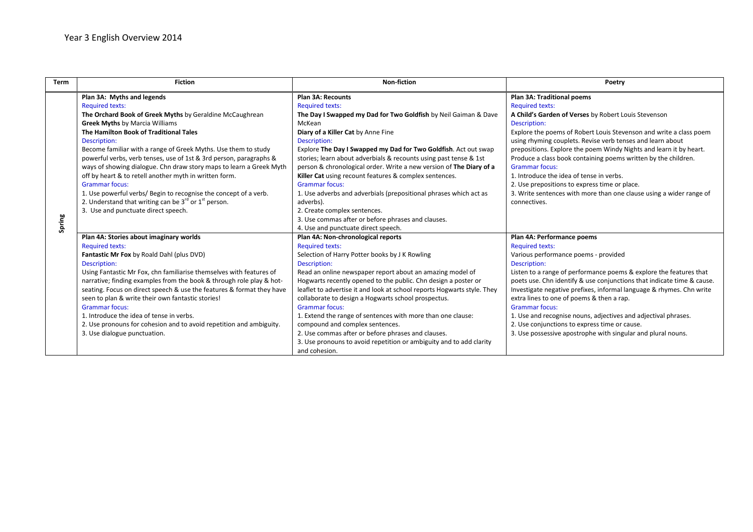# Year 3 English Overview 2014

| Term | Fiction | Non-fiction | Poetry |
|---|---|---|---|
| Spring | **Plan 3A: Myths and legends**<br>Required texts:<br>**The Orchard Book of Greek Myths** by Geraldine McCaughrean<br>**Greek Myths** by Marcia Williams<br>**The Hamilton Book of Traditional Tales**<br>Description:<br>Become familiar with a range of Greek Myths. Use them to study powerful verbs, verb tenses, use of 1st & 3rd person, paragraphs & ways of showing dialogue. Chn draw story maps to learn a Greek Myth off by heart & to retell another myth in written form.<br>Grammar focus:<br>1. Use powerful verbs/ Begin to recognise the concept of a verb.<br>2. Understand that writing can be 3rd or 1st person.<br>3. Use and punctuate direct speech. | **Plan 3A: Recounts**<br>Required texts:<br>**The Day I Swapped my Dad for Two Goldfish** by Neil Gaiman & Dave McKean<br>**Diary of a Killer Cat** by Anne Fine<br>Description:<br>Explore **The Day I Swapped my Dad for Two Goldfish**. Act out swap stories; learn about adverbials & recounts using past tense & 1st person & chronological order. Write a new version of **The Diary of a Killer Cat** using recount features & complex sentences.<br>Grammar focus:<br>1. Use adverbs and adverbials (prepositional phrases which act as adverbs).<br>2. Create complex sentences.<br>3. Use commas after or before phrases and clauses.<br>4. Use and punctuate direct speech. | **Plan 3A: Traditional poems**<br>Required texts:<br>**A Child's Garden of Verses** by Robert Louis Stevenson<br>Description:<br>Explore the poems of Robert Louis Stevenson and write a class poem using rhyming couplets. Revise verb tenses and learn about prepositions. Explore the poem Windy Nights and learn it by heart. Produce a class book containing poems written by the children.<br>Grammar focus:<br>1. Introduce the idea of tense in verbs.<br>2. Use prepositions to express time or place.<br>3. Write sentences with more than one clause using a wider range of connectives. |
| | **Plan 4A: Stories about imaginary worlds**<br>Required texts:<br>**Fantastic Mr Fox** by Roald Dahl (plus DVD)<br>Description:<br>Using Fantastic Mr Fox, chn familiarise themselves with features of narrative; finding examples from the book & through role play & hot-seating. Focus on direct speech & use the features & format they have seen to plan & write their own fantastic stories!<br>Grammar focus:<br>1. Introduce the idea of tense in verbs.<br>2. Use pronouns for cohesion and to avoid repetition and ambiguity.<br>3. Use dialogue punctuation. | **Plan 4A: Non-chronological reports**<br>Required texts:<br>Selection of Harry Potter books by J K Rowling<br>Description:<br>Read an online newspaper report about an amazing model of Hogwarts recently opened to the public. Chn design a poster or leaflet to advertise it and look at school reports Hogwarts style. They collaborate to design a Hogwarts school prospectus.<br>Grammar focus:<br>1. Extend the range of sentences with more than one clause: compound and complex sentences.<br>2. Use commas after or before phrases and clauses.<br>3. Use pronouns to avoid repetition or ambiguity and to add clarity and cohesion. | **Plan 4A: Performance poems**<br>Required texts:<br>Various performance poems - provided<br>Description:<br>Listen to a range of performance poems & explore the features that poets use. Chn identify & use conjunctions that indicate time & cause. Investigate negative prefixes, informal language & rhymes. Chn write extra lines to one of poems & then a rap.<br>Grammar focus:<br>1. Use and recognise nouns, adjectives and adjectival phrases.<br>2. Use conjunctions to express time or cause.<br>3. Use possessive apostrophe with singular and plural nouns. |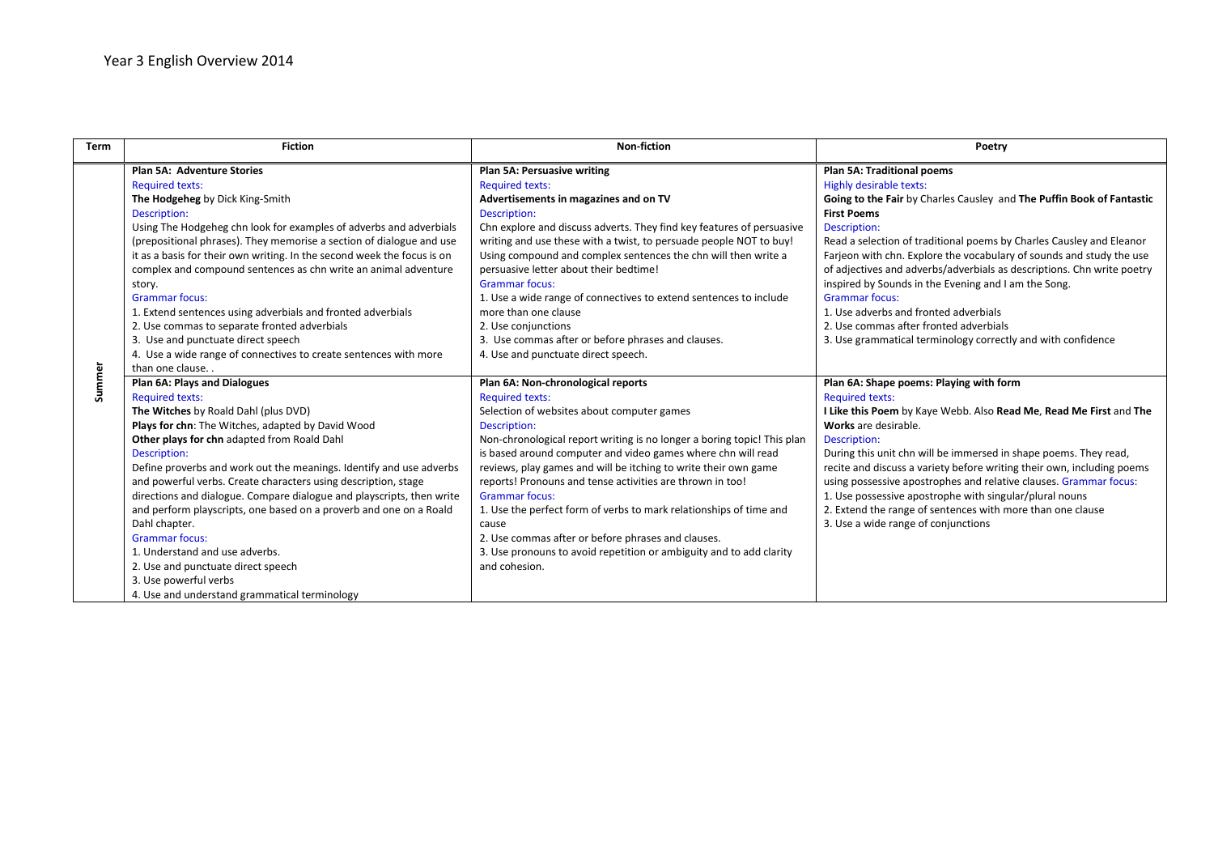Year 3 English Overview 2014

| Term | Fiction | Non-fiction | Poetry |
|---|---|---|---|
| Summer | **Plan 5A: Adventure Stories**<br>Required texts:<br>**The Hodgeheg** by Dick King-Smith<br>Description:<br>Using The Hodgeheg chn look for examples of adverbs and adverbials (prepositional phrases). They memorise a section of dialogue and use it as a basis for their own writing. In the second week the focus is on complex and compound sentences as chn write an animal adventure story.<br>Grammar focus:<br>1. Extend sentences using adverbials and fronted adverbials<br>2. Use commas to separate fronted adverbials<br>3. Use and punctuate direct speech<br>4. Use a wide range of connectives to create sentences with more than one clause. . | **Plan 5A: Persuasive writing**<br>Required texts:<br>**Advertisements in magazines and on TV**<br>Description:<br>Chn explore and discuss adverts. They find key features of persuasive writing and use these with a twist, to persuade people NOT to buy! Using compound and complex sentences the chn will then write a persuasive letter about their bedtime!<br>Grammar focus:<br>1. Use a wide range of connectives to extend sentences to include more than one clause<br>2. Use conjunctions<br>3. Use commas after or before phrases and clauses.<br>4. Use and punctuate direct speech. | **Plan 5A: Traditional poems**<br>Highly desirable texts:<br>**Going to the Fair** by Charles Causley and **The Puffin Book of Fantastic First Poems**<br>Description:<br>Read a selection of traditional poems by Charles Causley and Eleanor Farjeon with chn. Explore the vocabulary of sounds and study the use of adjectives and adverbs/adverbials as descriptions. Chn write poetry inspired by Sounds in the Evening and I am the Song.<br>Grammar focus:<br>1. Use adverbs and fronted adverbials<br>2. Use commas after fronted adverbials<br>3. Use grammatical terminology correctly and with confidence |
| | **Plan 6A: Plays and Dialogues**<br>Required texts:<br>**The Witches** by Roald Dahl (plus DVD)<br>**Plays for chn**: The Witches, adapted by David Wood<br>**Other plays for chn** adapted from Roald Dahl<br>Description:<br>Define proverbs and work out the meanings. Identify and use adverbs and powerful verbs. Create characters using description, stage directions and dialogue. Compare dialogue and playscripts, then write and perform playscripts, one based on a proverb and one on a Roald Dahl chapter.<br>Grammar focus:<br>1. Understand and use adverbs.<br>2. Use and punctuate direct speech<br>3. Use powerful verbs<br>4. Use and understand grammatical terminology | **Plan 6A: Non-chronological reports**<br>Required texts:<br>Selection of websites about computer games<br>Description:<br>Non-chronological report writing is no longer a boring topic! This plan is based around computer and video games where chn will read reviews, play games and will be itching to write their own game reports! Pronouns and tense activities are thrown in too!<br>Grammar focus:<br>1. Use the perfect form of verbs to mark relationships of time and cause<br>2. Use commas after or before phrases and clauses.<br>3. Use pronouns to avoid repetition or ambiguity and to add clarity and cohesion. | **Plan 6A: Shape poems: Playing with form**<br>Required texts:<br>**I Like this Poem** by Kaye Webb. Also **Read Me**, **Read Me First** and **The Works** are desirable.<br>Description:<br>During this unit chn will be immersed in shape poems. They read, recite and discuss a variety before writing their own, including poems using possessive apostrophes and relative clauses. Grammar focus:<br>1. Use possessive apostrophe with singular/plural nouns<br>2. Extend the range of sentences with more than one clause<br>3. Use a wide range of conjunctions |